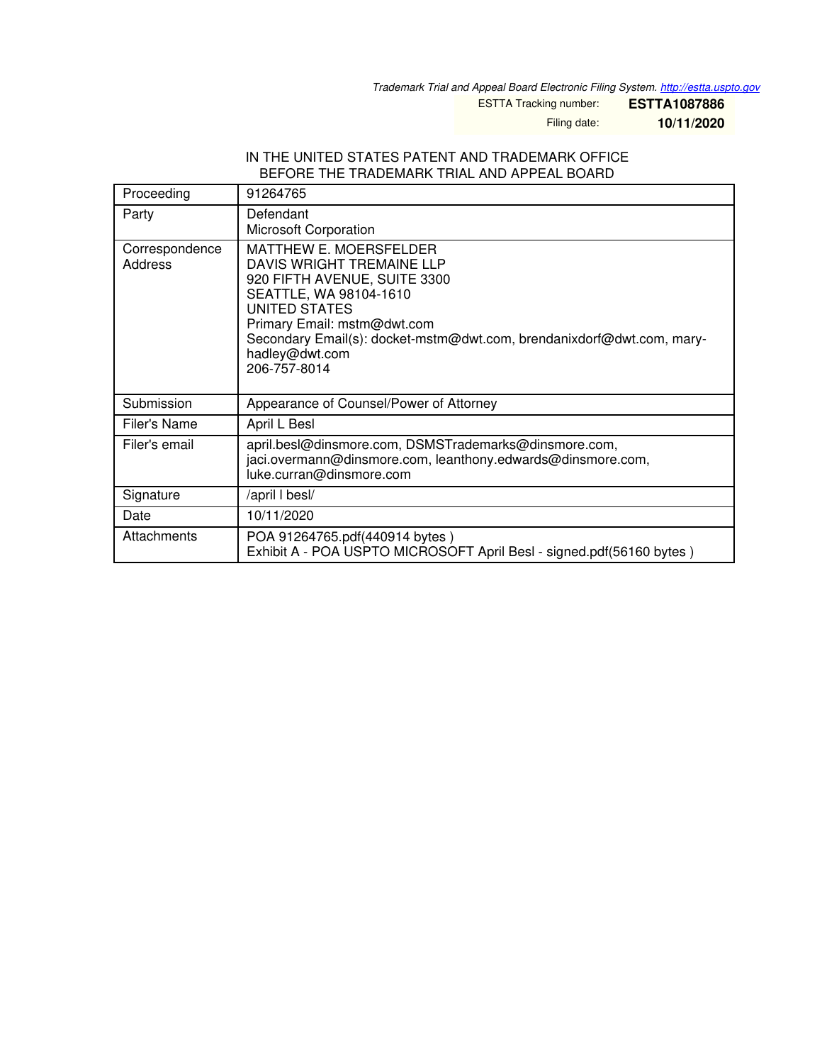*Trademark Trial and Appeal Board Electronic Filing System. http://estta.uspto.gov*

ESTTA Tracking number: **ESTTA1087886**

Filing date: **10/11/2020**

IN THE UNITED STATES PATENT AND TRADEMARK OFFICE
BEFORE THE TRADEMARK TRIAL AND APPEAL BOARD

| Proceeding | 91264765 |
|---|---|
| Party | Defendant<br>Microsoft Corporation |
| Correspondence Address | MATTHEW E. MOERSFELDER<br>DAVIS WRIGHT TREMAINE LLP<br>920 FIFTH AVENUE, SUITE 3300<br>SEATTLE, WA 98104-1610<br>UNITED STATES<br>Primary Email: mstm@dwt.com<br>Secondary Email(s): docket-mstm@dwt.com, brendanixdorf@dwt.com, mary-hadley@dwt.com<br>206-757-8014 |
| Submission | Appearance of Counsel/Power of Attorney |
| Filer's Name | April L Besl |
| Filer's email | april.besl@dinsmore.com, DSMSTrademarks@dinsmore.com, jaci.overmann@dinsmore.com, leanthony.edwards@dinsmore.com, luke.curran@dinsmore.com |
| Signature | /april l besl/ |
| Date | 10/11/2020 |
| Attachments | POA 91264765.pdf(440914 bytes )<br>Exhibit A - POA USPTO MICROSOFT April Besl - signed.pdf(56160 bytes ) |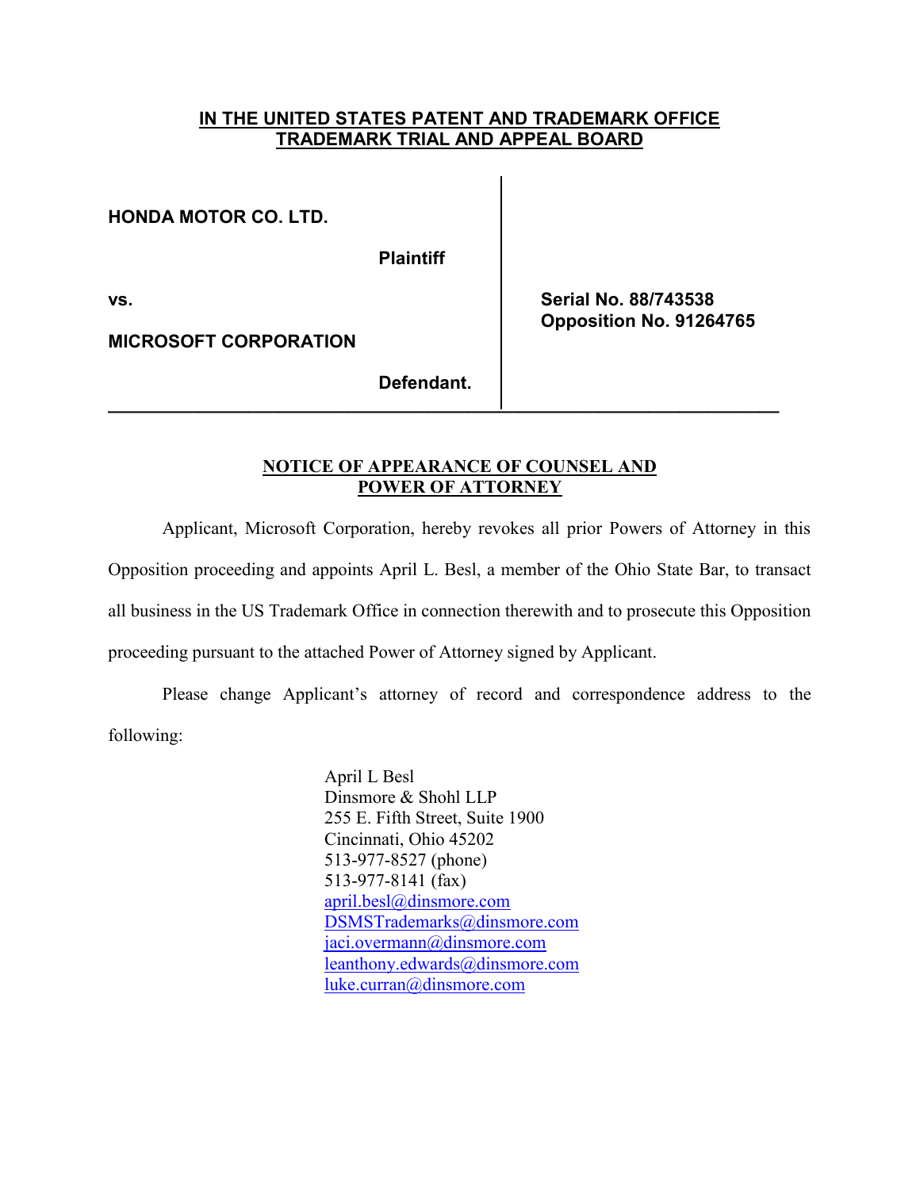**IN THE UNITED STATES PATENT AND TRADEMARK OFFICE**
**TRADEMARK TRIAL AND APPEAL BOARD**

| | |
|---|---|
| **HONDA MOTOR CO. LTD.** | |
| **Plaintiff** | |
| **vs.** | **Serial No. 88/743538** |
| | **Opposition No. 91264765** |
| **MICROSOFT CORPORATION** | |
| **Defendant.** | |

**NOTICE OF APPEARANCE OF COUNSEL AND POWER OF ATTORNEY**

Applicant, Microsoft Corporation, hereby revokes all prior Powers of Attorney in this Opposition proceeding and appoints April L. Besl, a member of the Ohio State Bar, to transact all business in the US Trademark Office in connection therewith and to prosecute this Opposition proceeding pursuant to the attached Power of Attorney signed by Applicant.

Please change Applicant's attorney of record and correspondence address to the following:

April L Besl
Dinsmore & Shohl LLP
255 E. Fifth Street, Suite 1900
Cincinnati, Ohio 45202
513-977-8527 (phone)
513-977-8141 (fax)
april.besl@dinsmore.com
DSMSTrademarks@dinsmore.com
jaci.overmann@dinsmore.com
leanthony.edwards@dinsmore.com
luke.curran@dinsmore.com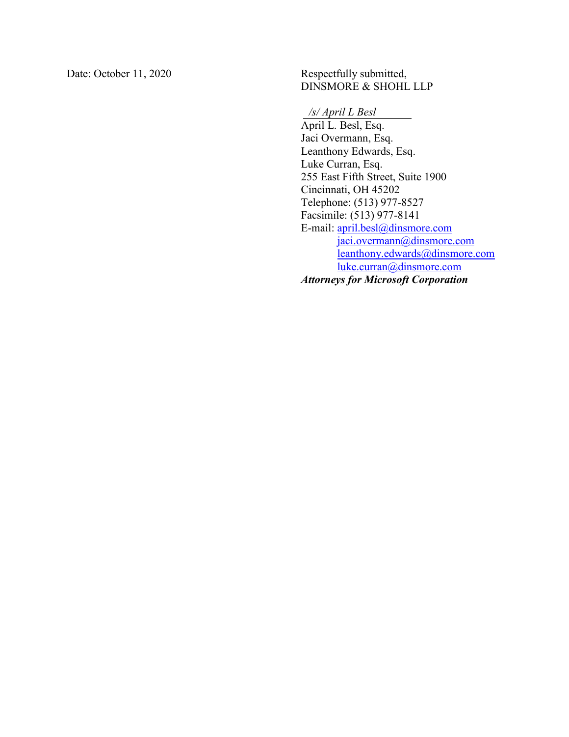Date: October 11, 2020

Respectfully submitted,
DINSMORE & SHOHL LLP

*/s/ April L Besl*

April L. Besl, Esq.
Jaci Overmann, Esq.
Leanthony Edwards, Esq.
Luke Curran, Esq.
255 East Fifth Street, Suite 1900
Cincinnati, OH 45202
Telephone: (513) 977-8527
Facsimile: (513) 977-8141
E-mail: april.besl@dinsmore.com
jaci.overmann@dinsmore.com
leanthony.edwards@dinsmore.com
luke.curran@dinsmore.com

***Attorneys for Microsoft Corporation***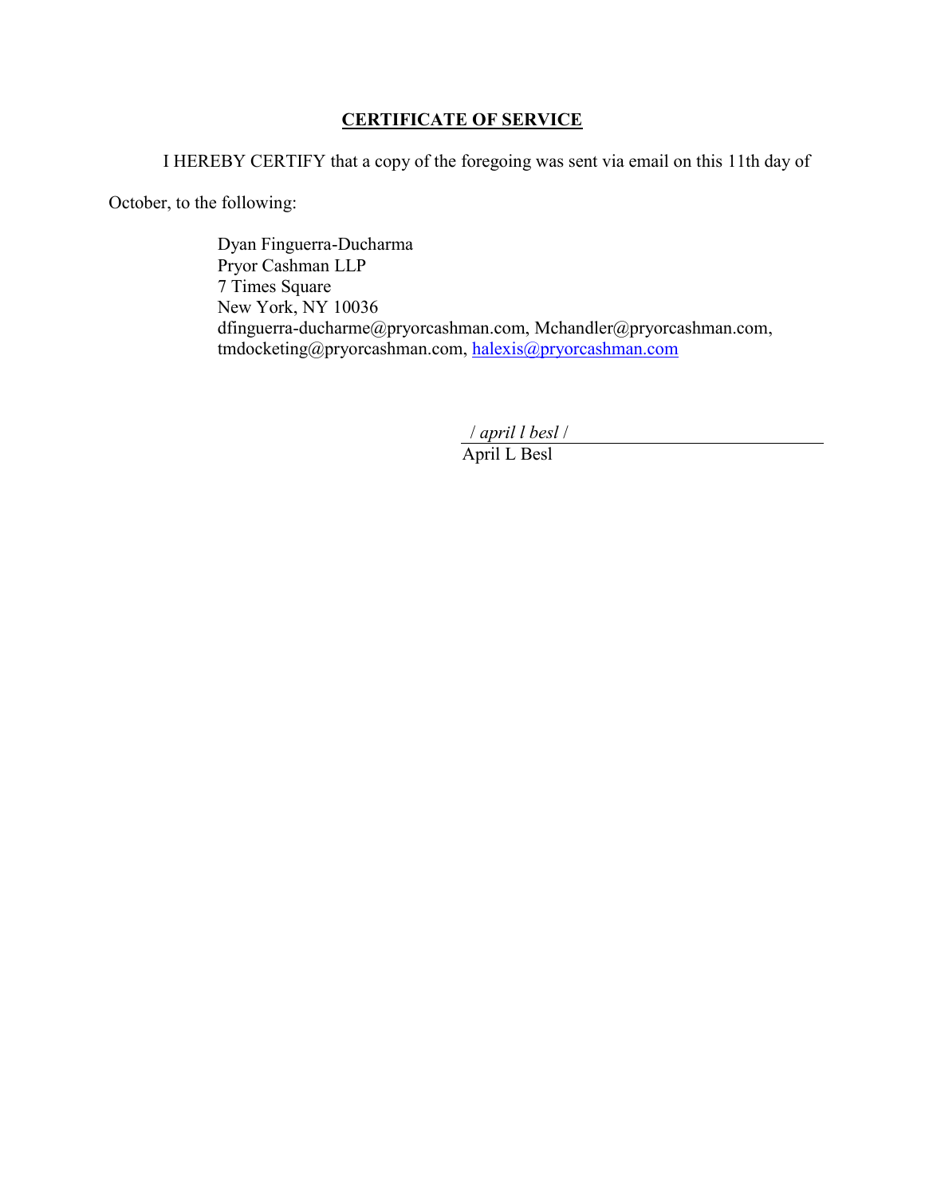# **CERTIFICATE OF SERVICE**

I HEREBY CERTIFY that a copy of the foregoing was sent via email on this 11th day of October, to the following:

> Dyan Finguerra-Ducharma
> Pryor Cashman LLP
> 7 Times Square
> New York, NY 10036
> dfinguerra-ducharme@pryorcashman.com, Mchandler@pryorcashman.com, tmdocketing@pryorcashman.com, halexis@pryorcashman.com

/ *april l besl* /

April L Besl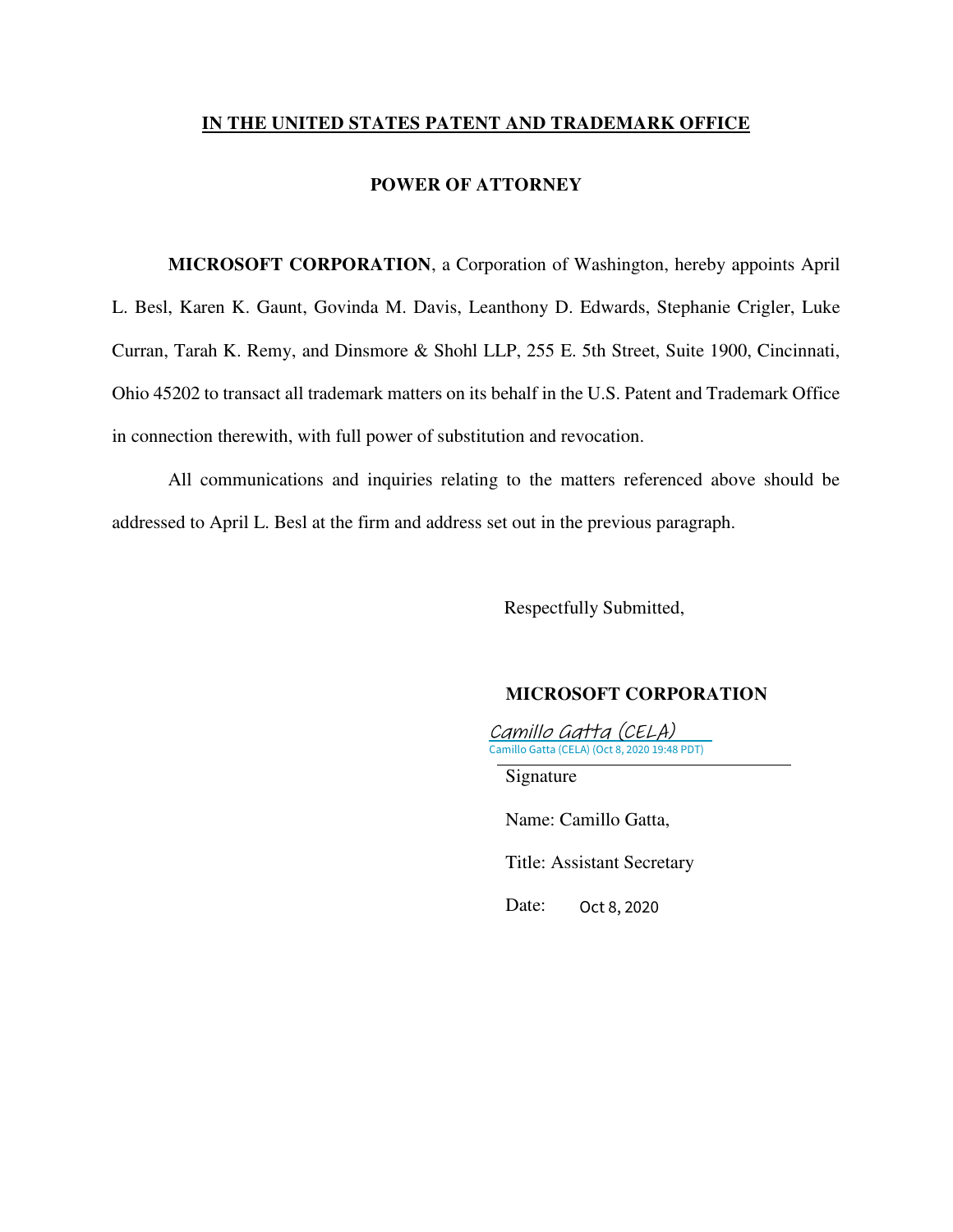**IN THE UNITED STATES PATENT AND TRADEMARK OFFICE**

**POWER OF ATTORNEY**

**MICROSOFT CORPORATION**, a Corporation of Washington, hereby appoints April L. Besl, Karen K. Gaunt, Govinda M. Davis, Leanthony D. Edwards, Stephanie Crigler, Luke Curran, Tarah K. Remy, and Dinsmore & Shohl LLP, 255 E. 5th Street, Suite 1900, Cincinnati, Ohio 45202 to transact all trademark matters on its behalf in the U.S. Patent and Trademark Office in connection therewith, with full power of substitution and revocation.

All communications and inquiries relating to the matters referenced above should be addressed to April L. Besl at the firm and address set out in the previous paragraph.

Respectfully Submitted,

**MICROSOFT CORPORATION**

Camillo Gatta (CELA)
Camillo Gatta (CELA) (Oct 8, 2020 19:48 PDT)

Signature

Name: Camillo Gatta,

Title: Assistant Secretary

Date: Oct 8, 2020